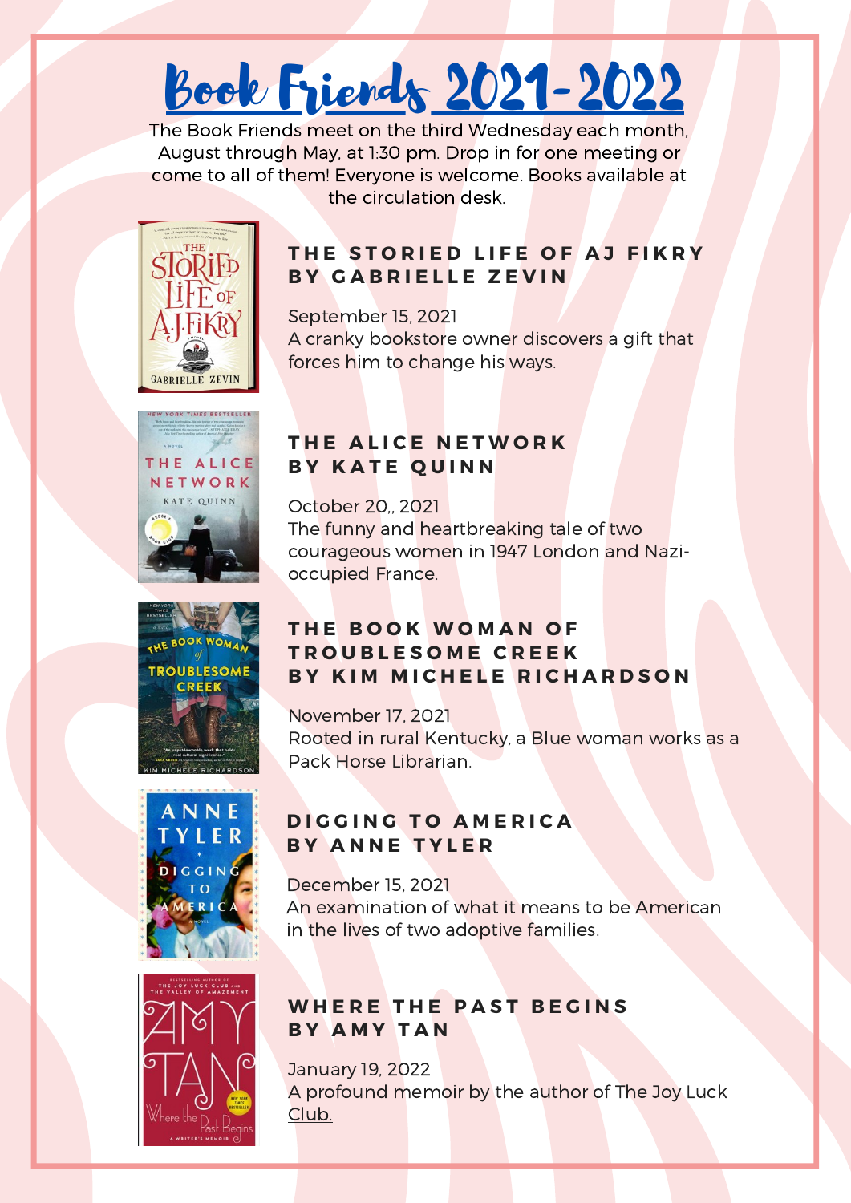# Book Friends 2021-2022

The Book Friends meet on the third Wednesday each month, August through May, at 1:30 pm. Drop in for one meeting or come to all of them! Everyone is welcome. Books available at the circulation desk.

## THE STORIED LIFE OF AJ FIKRY BY GABRIELLE ZEVIN

September 15, 2021
A cranky bookstore owner discovers a gift that forces him to change his ways.

## THE ALICE NETWORK BY KATE QUINN

October 20,, 2021
The funny and heartbreaking tale of two courageous women in 1947 London and Nazi-occupied France.

## THE BOOK WOMAN OF TROUBLESOME CREEK BY KIM MICHELE RICHARDSON

November 17, 2021
Rooted in rural Kentucky, a Blue woman works as a Pack Horse Librarian.

## DIGGING TO AMERICA BY ANNE TYLER

December 15, 2021
An examination of what it means to be American in the lives of two adoptive families.

## WHERE THE PAST BEGINS BY AMY TAN

January 19, 2022
A profound memoir by the author of The Joy Luck Club.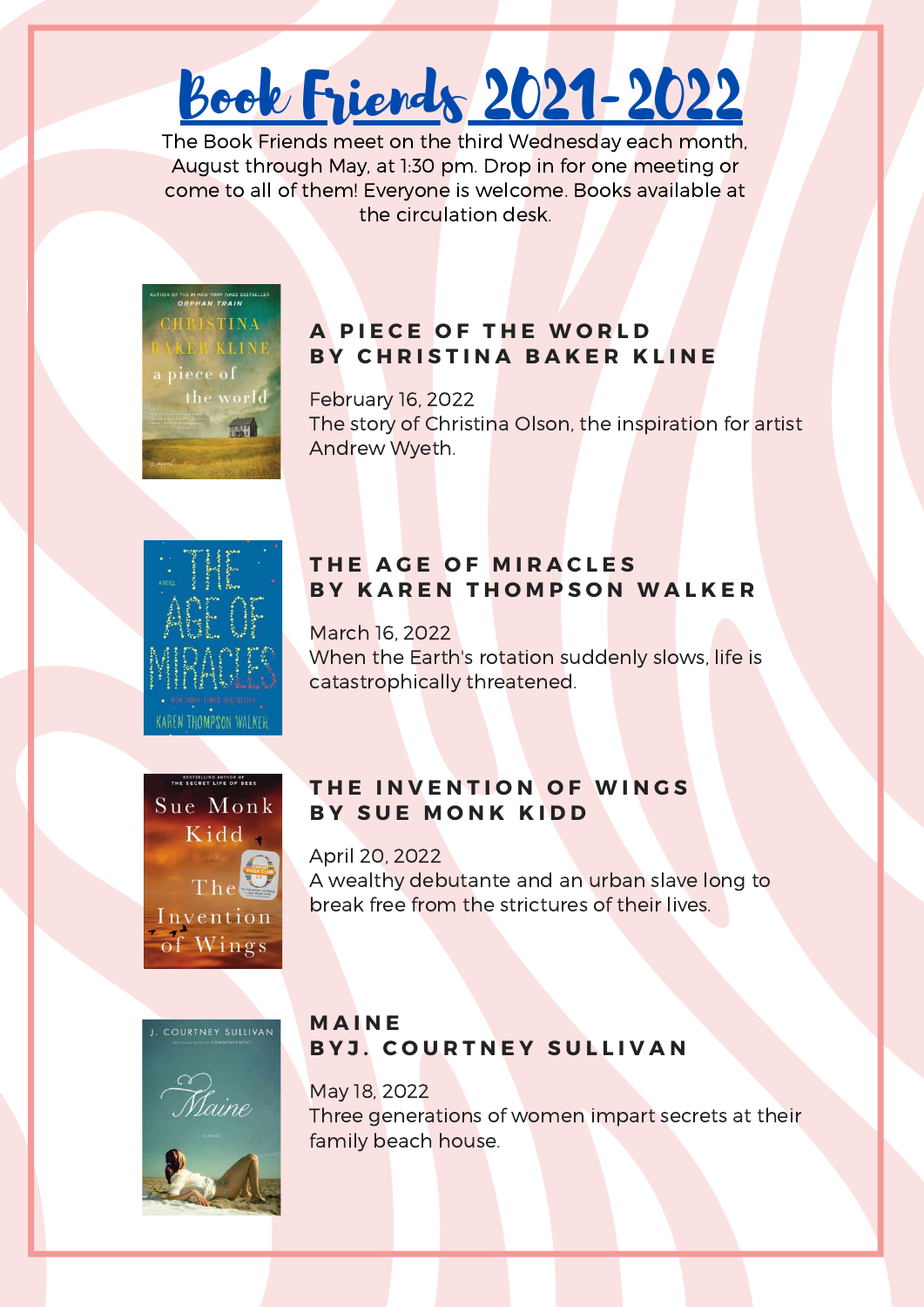# Book Friends 2021-2022

The Book Friends meet on the third Wednesday each month, August through May, at 1:30 pm. Drop in for one meeting or come to all of them! Everyone is welcome. Books available at the circulation desk.

## A PIECE OF THE WORLD BY CHRISTINA BAKER KLINE

February 16, 2022
The story of Christina Olson, the inspiration for artist Andrew Wyeth.

## THE AGE OF MIRACLES BY KAREN THOMPSON WALKER

March 16, 2022
When the Earth's rotation suddenly slows, life is catastrophically threatened.

## THE INVENTION OF WINGS BY SUE MONK KIDD

April 20, 2022
A wealthy debutante and an urban slave long to break free from the strictures of their lives.

## MAINE BYJ. COURTNEY SULLIVAN

May 18, 2022
Three generations of women impart secrets at their family beach house.